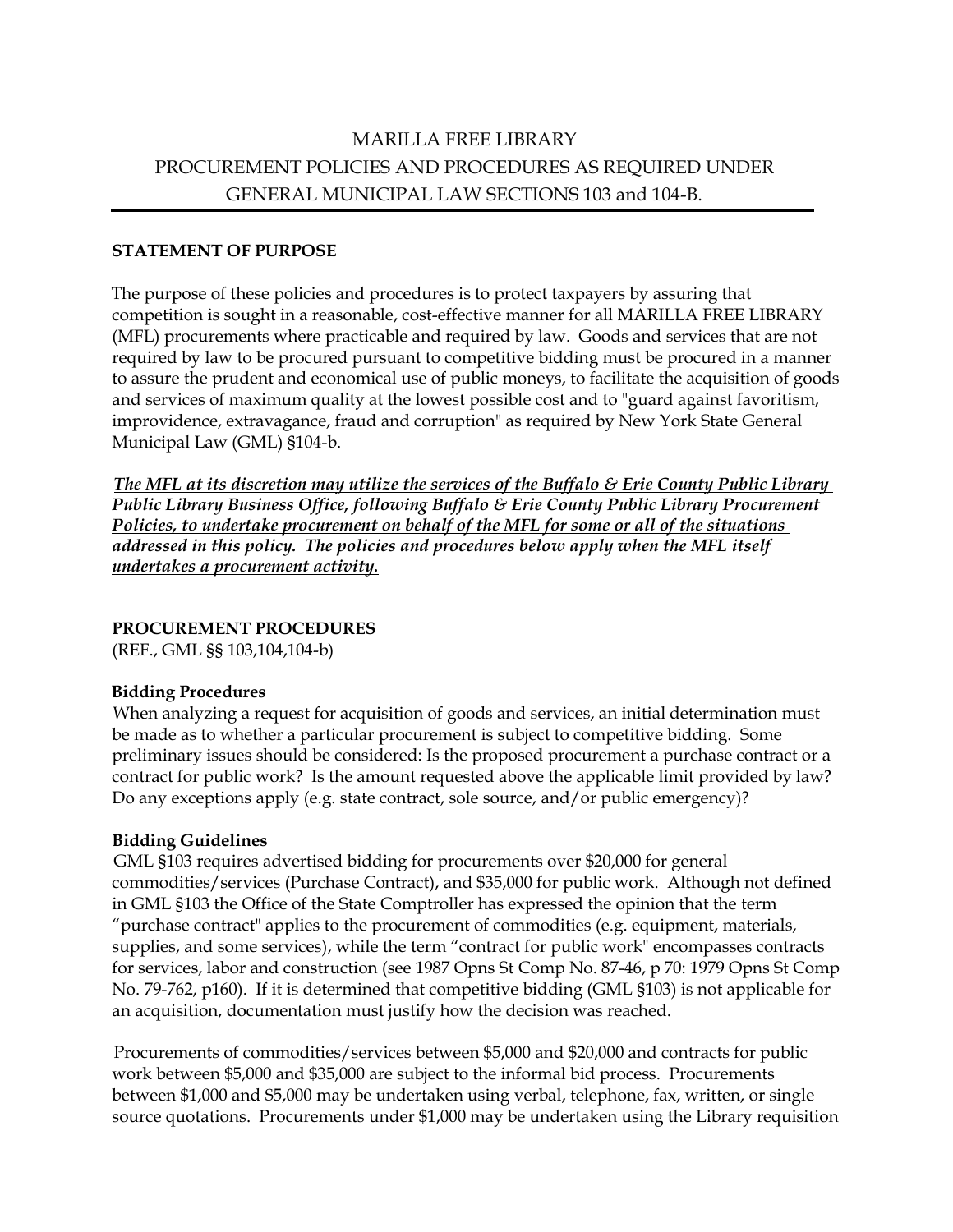# MARILLA FREE LIBRARY
# PROCUREMENT POLICIES AND PROCEDURES AS REQUIRED UNDER GENERAL MUNICIPAL LAW SECTIONS 103 and 104-B.

**STATEMENT OF PURPOSE**

The purpose of these policies and procedures is to protect taxpayers by assuring that competition is sought in a reasonable, cost-effective manner for all MARILLA FREE LIBRARY (MFL) procurements where practicable and required by law. Goods and services that are not required by law to be procured pursuant to competitive bidding must be procured in a manner to assure the prudent and economical use of public moneys, to facilitate the acquisition of goods and services of maximum quality at the lowest possible cost and to "guard against favoritism, improvidence, extravagance, fraud and corruption" as required by New York State General Municipal Law (GML) §104-b.

***The MFL at its discretion may utilize the services of the Buffalo & Erie County Public Library Public Library Business Office, following Buffalo & Erie County Public Library Procurement Policies, to undertake procurement on behalf of the MFL for some or all of the situations addressed in this policy. The policies and procedures below apply when the MFL itself undertakes a procurement activity.***

**PROCUREMENT PROCEDURES**
(REF., GML §§ 103,104,104-b)

**Bidding Procedures**
When analyzing a request for acquisition of goods and services, an initial determination must be made as to whether a particular procurement is subject to competitive bidding. Some preliminary issues should be considered: Is the proposed procurement a purchase contract or a contract for public work? Is the amount requested above the applicable limit provided by law? Do any exceptions apply (e.g. state contract, sole source, and/or public emergency)?

**Bidding Guidelines**
GML §103 requires advertised bidding for procurements over $20,000 for general commodities/services (Purchase Contract), and $35,000 for public work. Although not defined in GML §103 the Office of the State Comptroller has expressed the opinion that the term "purchase contract" applies to the procurement of commodities (e.g. equipment, materials, supplies, and some services), while the term "contract for public work" encompasses contracts for services, labor and construction (see 1987 Opns St Comp No. 87-46, p 70: 1979 Opns St Comp No. 79-762, p160). If it is determined that competitive bidding (GML §103) is not applicable for an acquisition, documentation must justify how the decision was reached.

Procurements of commodities/services between $5,000 and $20,000 and contracts for public work between $5,000 and $35,000 are subject to the informal bid process. Procurements between $1,000 and $5,000 may be undertaken using verbal, telephone, fax, written, or single source quotations. Procurements under $1,000 may be undertaken using the Library requisition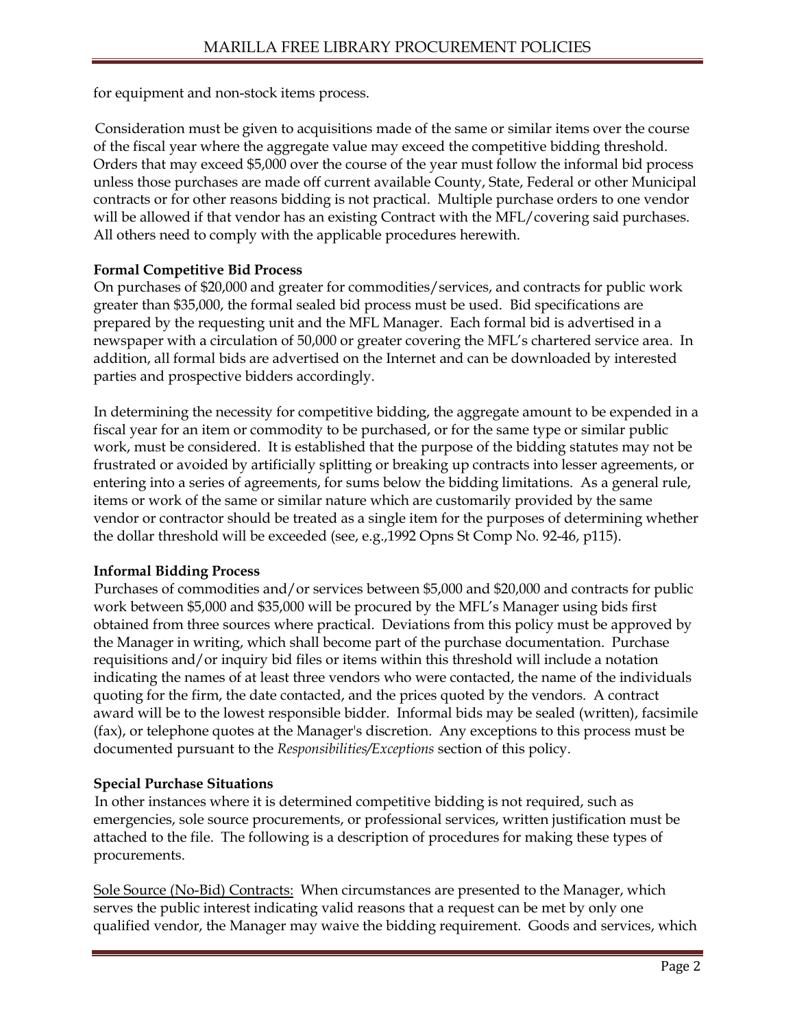for equipment and non-stock items process.

Consideration must be given to acquisitions made of the same or similar items over the course of the fiscal year where the aggregate value may exceed the competitive bidding threshold. Orders that may exceed $5,000 over the course of the year must follow the informal bid process unless those purchases are made off current available County, State, Federal or other Municipal contracts or for other reasons bidding is not practical. Multiple purchase orders to one vendor will be allowed if that vendor has an existing Contract with the MFL/covering said purchases. All others need to comply with the applicable procedures herewith.

**Formal Competitive Bid Process**

On purchases of $20,000 and greater for commodities/services, and contracts for public work greater than $35,000, the formal sealed bid process must be used. Bid specifications are prepared by the requesting unit and the MFL Manager. Each formal bid is advertised in a newspaper with a circulation of 50,000 or greater covering the MFL's chartered service area. In addition, all formal bids are advertised on the Internet and can be downloaded by interested parties and prospective bidders accordingly.

In determining the necessity for competitive bidding, the aggregate amount to be expended in a fiscal year for an item or commodity to be purchased, or for the same type or similar public work, must be considered. It is established that the purpose of the bidding statutes may not be frustrated or avoided by artificially splitting or breaking up contracts into lesser agreements, or entering into a series of agreements, for sums below the bidding limitations. As a general rule, items or work of the same or similar nature which are customarily provided by the same vendor or contractor should be treated as a single item for the purposes of determining whether the dollar threshold will be exceeded (see, e.g.,1992 Opns St Comp No. 92-46, p115).

**Informal Bidding Process**

Purchases of commodities and/or services between $5,000 and $20,000 and contracts for public work between $5,000 and $35,000 will be procured by the MFL's Manager using bids first obtained from three sources where practical. Deviations from this policy must be approved by the Manager in writing, which shall become part of the purchase documentation. Purchase requisitions and/or inquiry bid files or items within this threshold will include a notation indicating the names of at least three vendors who were contacted, the name of the individuals quoting for the firm, the date contacted, and the prices quoted by the vendors. A contract award will be to the lowest responsible bidder. Informal bids may be sealed (written), facsimile (fax), or telephone quotes at the Manager's discretion. Any exceptions to this process must be documented pursuant to the *Responsibilities/Exceptions* section of this policy.

**Special Purchase Situations**

In other instances where it is determined competitive bidding is not required, such as emergencies, sole source procurements, or professional services, written justification must be attached to the file. The following is a description of procedures for making these types of procurements.

Sole Source (No-Bid) Contracts: When circumstances are presented to the Manager, which serves the public interest indicating valid reasons that a request can be met by only one qualified vendor, the Manager may waive the bidding requirement. Goods and services, which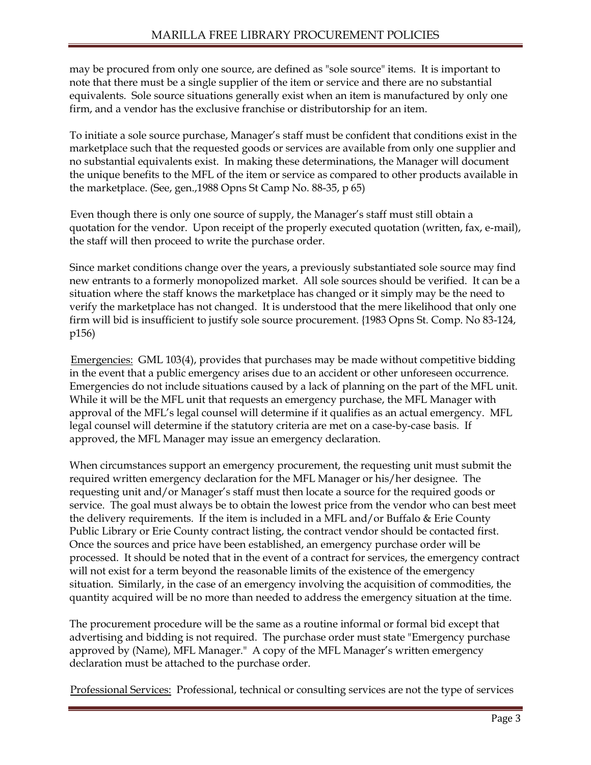may be procured from only one source, are defined as "sole source" items. It is important to note that there must be a single supplier of the item or service and there are no substantial equivalents. Sole source situations generally exist when an item is manufactured by only one firm, and a vendor has the exclusive franchise or distributorship for an item.

To initiate a sole source purchase, Manager's staff must be confident that conditions exist in the marketplace such that the requested goods or services are available from only one supplier and no substantial equivalents exist. In making these determinations, the Manager will document the unique benefits to the MFL of the item or service as compared to other products available in the marketplace. (See, gen.,1988 Opns St Camp No. 88-35, p 65)

Even though there is only one source of supply, the Manager's staff must still obtain a quotation for the vendor. Upon receipt of the properly executed quotation (written, fax, e-mail), the staff will then proceed to write the purchase order.

Since market conditions change over the years, a previously substantiated sole source may find new entrants to a formerly monopolized market. All sole sources should be verified. It can be a situation where the staff knows the marketplace has changed or it simply may be the need to verify the marketplace has not changed. It is understood that the mere likelihood that only one firm will bid is insufficient to justify sole source procurement. {1983 Opns St. Comp. No 83-124, p156)

<u>Emergencies:</u> GML 103(4), provides that purchases may be made without competitive bidding in the event that a public emergency arises due to an accident or other unforeseen occurrence. Emergencies do not include situations caused by a lack of planning on the part of the MFL unit. While it will be the MFL unit that requests an emergency purchase, the MFL Manager with approval of the MFL's legal counsel will determine if it qualifies as an actual emergency. MFL legal counsel will determine if the statutory criteria are met on a case-by-case basis. If approved, the MFL Manager may issue an emergency declaration.

When circumstances support an emergency procurement, the requesting unit must submit the required written emergency declaration for the MFL Manager or his/her designee. The requesting unit and/or Manager's staff must then locate a source for the required goods or service. The goal must always be to obtain the lowest price from the vendor who can best meet the delivery requirements. If the item is included in a MFL and/or Buffalo & Erie County Public Library or Erie County contract listing, the contract vendor should be contacted first. Once the sources and price have been established, an emergency purchase order will be processed. It should be noted that in the event of a contract for services, the emergency contract will not exist for a term beyond the reasonable limits of the existence of the emergency situation. Similarly, in the case of an emergency involving the acquisition of commodities, the quantity acquired will be no more than needed to address the emergency situation at the time.

The procurement procedure will be the same as a routine informal or formal bid except that advertising and bidding is not required. The purchase order must state "Emergency purchase approved by (Name), MFL Manager." A copy of the MFL Manager's written emergency declaration must be attached to the purchase order.

<u>Professional Services:</u> Professional, technical or consulting services are not the type of services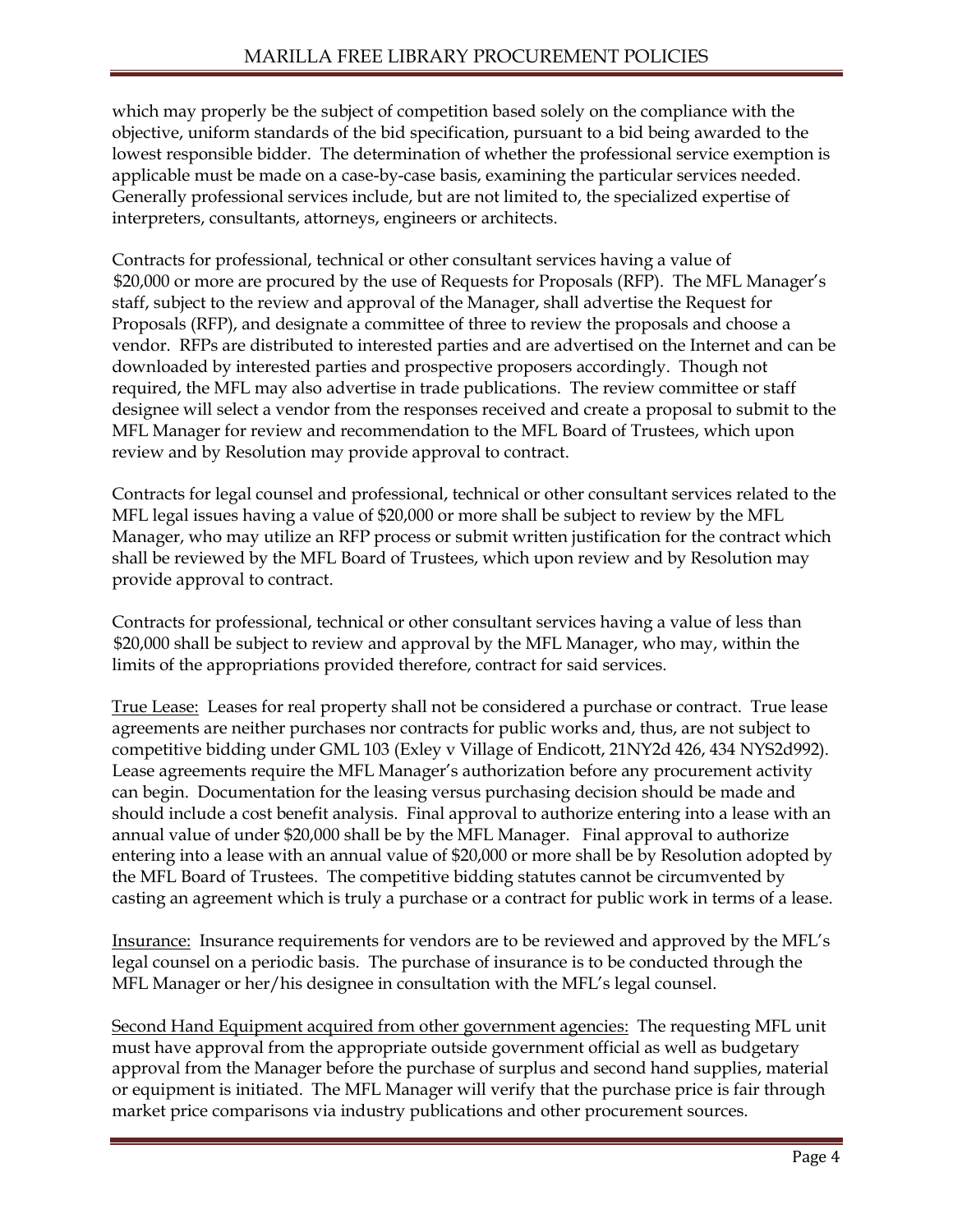which may properly be the subject of competition based solely on the compliance with the objective, uniform standards of the bid specification, pursuant to a bid being awarded to the lowest responsible bidder. The determination of whether the professional service exemption is applicable must be made on a case-by-case basis, examining the particular services needed. Generally professional services include, but are not limited to, the specialized expertise of interpreters, consultants, attorneys, engineers or architects.

Contracts for professional, technical or other consultant services having a value of $20,000 or more are procured by the use of Requests for Proposals (RFP). The MFL Manager's staff, subject to the review and approval of the Manager, shall advertise the Request for Proposals (RFP), and designate a committee of three to review the proposals and choose a vendor. RFPs are distributed to interested parties and are advertised on the Internet and can be downloaded by interested parties and prospective proposers accordingly. Though not required, the MFL may also advertise in trade publications. The review committee or staff designee will select a vendor from the responses received and create a proposal to submit to the MFL Manager for review and recommendation to the MFL Board of Trustees, which upon review and by Resolution may provide approval to contract.

Contracts for legal counsel and professional, technical or other consultant services related to the MFL legal issues having a value of $20,000 or more shall be subject to review by the MFL Manager, who may utilize an RFP process or submit written justification for the contract which shall be reviewed by the MFL Board of Trustees, which upon review and by Resolution may provide approval to contract.

Contracts for professional, technical or other consultant services having a value of less than $20,000 shall be subject to review and approval by the MFL Manager, who may, within the limits of the appropriations provided therefore, contract for said services.

<u>True Lease:</u> Leases for real property shall not be considered a purchase or contract. True lease agreements are neither purchases nor contracts for public works and, thus, are not subject to competitive bidding under GML 103 (Exley v Village of Endicott, 21NY2d 426, 434 NYS2d992). Lease agreements require the MFL Manager's authorization before any procurement activity can begin. Documentation for the leasing versus purchasing decision should be made and should include a cost benefit analysis. Final approval to authorize entering into a lease with an annual value of under $20,000 shall be by the MFL Manager. Final approval to authorize entering into a lease with an annual value of $20,000 or more shall be by Resolution adopted by the MFL Board of Trustees. The competitive bidding statutes cannot be circumvented by casting an agreement which is truly a purchase or a contract for public work in terms of a lease.

<u>Insurance:</u> Insurance requirements for vendors are to be reviewed and approved by the MFL's legal counsel on a periodic basis. The purchase of insurance is to be conducted through the MFL Manager or her/his designee in consultation with the MFL's legal counsel.

<u>Second Hand Equipment acquired from other government agencies:</u> The requesting MFL unit must have approval from the appropriate outside government official as well as budgetary approval from the Manager before the purchase of surplus and second hand supplies, material or equipment is initiated. The MFL Manager will verify that the purchase price is fair through market price comparisons via industry publications and other procurement sources.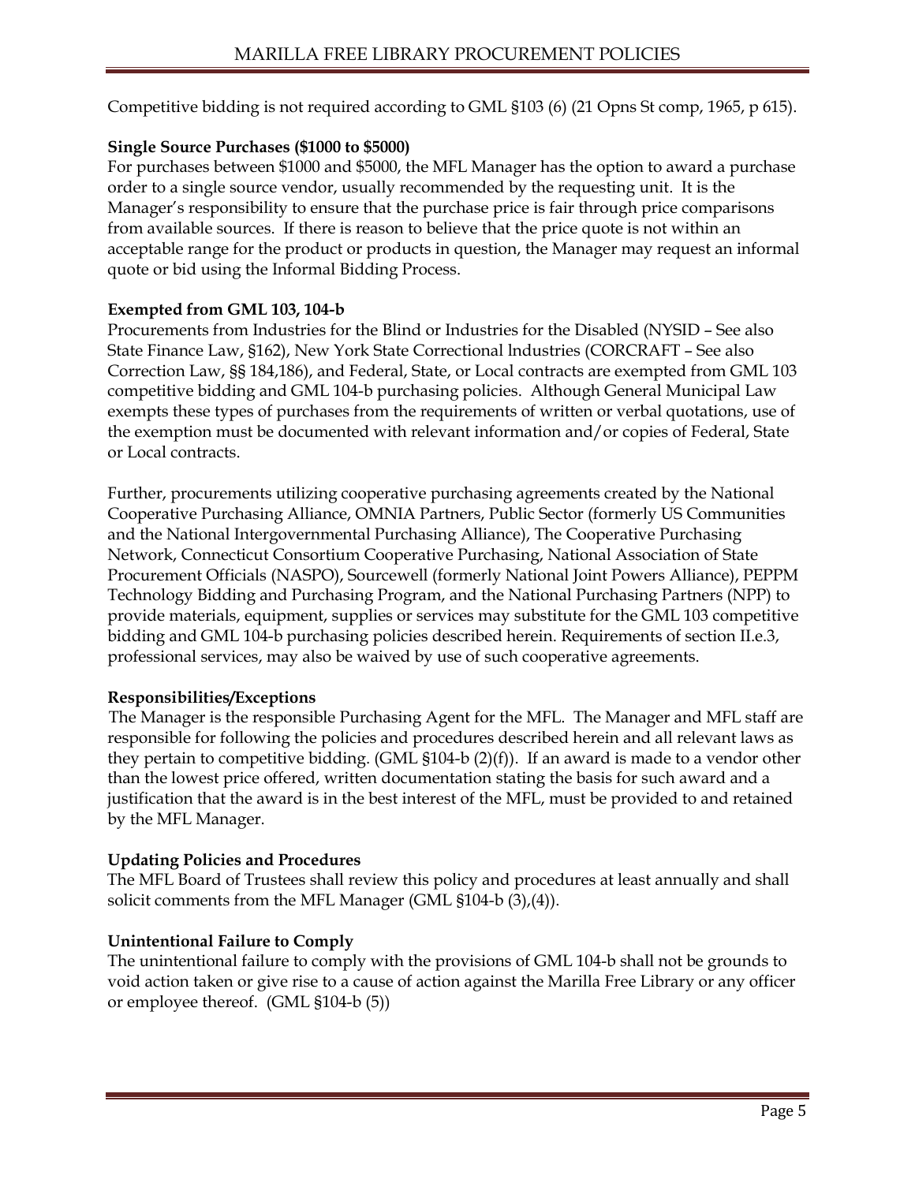Competitive bidding is not required according to GML §103 (6) (21 Opns St comp, 1965, p 615).

**Single Source Purchases ($1000 to $5000)**

For purchases between $1000 and $5000, the MFL Manager has the option to award a purchase order to a single source vendor, usually recommended by the requesting unit. It is the Manager's responsibility to ensure that the purchase price is fair through price comparisons from available sources. If there is reason to believe that the price quote is not within an acceptable range for the product or products in question, the Manager may request an informal quote or bid using the Informal Bidding Process.

**Exempted from GML 103, 104-b**

Procurements from Industries for the Blind or Industries for the Disabled (NYSID – See also State Finance Law, §162), New York State Correctional lndustries (CORCRAFT – See also Correction Law, §§ 184,186), and Federal, State, or Local contracts are exempted from GML 103 competitive bidding and GML 104-b purchasing policies. Although General Municipal Law exempts these types of purchases from the requirements of written or verbal quotations, use of the exemption must be documented with relevant information and/or copies of Federal, State or Local contracts.

Further, procurements utilizing cooperative purchasing agreements created by the National Cooperative Purchasing Alliance, OMNIA Partners, Public Sector (formerly US Communities and the National Intergovernmental Purchasing Alliance), The Cooperative Purchasing Network, Connecticut Consortium Cooperative Purchasing, National Association of State Procurement Officials (NASPO), Sourcewell (formerly National Joint Powers Alliance), PEPPM Technology Bidding and Purchasing Program, and the National Purchasing Partners (NPP) to provide materials, equipment, supplies or services may substitute for the GML 103 competitive bidding and GML 104-b purchasing policies described herein. Requirements of section II.e.3, professional services, may also be waived by use of such cooperative agreements.

**Responsibilities/Exceptions**

The Manager is the responsible Purchasing Agent for the MFL. The Manager and MFL staff are responsible for following the policies and procedures described herein and all relevant laws as they pertain to competitive bidding. (GML §104-b (2)(f)). If an award is made to a vendor other than the lowest price offered, written documentation stating the basis for such award and a justification that the award is in the best interest of the MFL, must be provided to and retained by the MFL Manager.

**Updating Policies and Procedures**

The MFL Board of Trustees shall review this policy and procedures at least annually and shall solicit comments from the MFL Manager (GML §104-b (3),(4)).

**Unintentional Failure to Comply**

The unintentional failure to comply with the provisions of GML 104-b shall not be grounds to void action taken or give rise to a cause of action against the Marilla Free Library or any officer or employee thereof. (GML §104-b (5))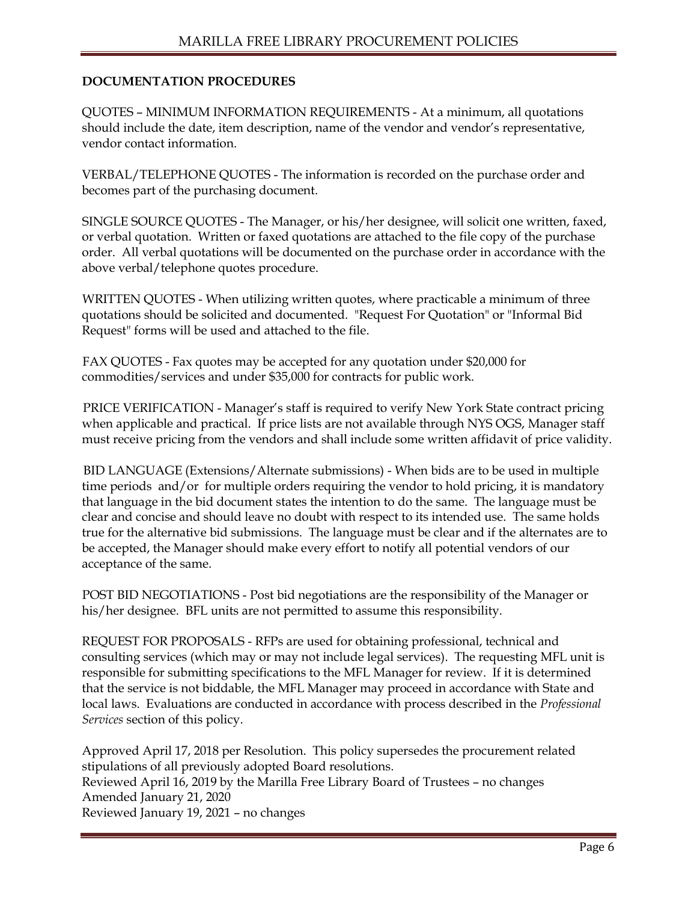**DOCUMENTATION PROCEDURES**

QUOTES – MINIMUM INFORMATION REQUIREMENTS - At a minimum, all quotations should include the date, item description, name of the vendor and vendor's representative, vendor contact information.

VERBAL/TELEPHONE QUOTES - The information is recorded on the purchase order and becomes part of the purchasing document.

SINGLE SOURCE QUOTES - The Manager, or his/her designee, will solicit one written, faxed, or verbal quotation. Written or faxed quotations are attached to the file copy of the purchase order. All verbal quotations will be documented on the purchase order in accordance with the above verbal/telephone quotes procedure.

WRITTEN QUOTES - When utilizing written quotes, where practicable a minimum of three quotations should be solicited and documented. "Request For Quotation" or "Informal Bid Request" forms will be used and attached to the file.

FAX QUOTES - Fax quotes may be accepted for any quotation under $20,000 for commodities/services and under $35,000 for contracts for public work.

PRICE VERIFICATION - Manager's staff is required to verify New York State contract pricing when applicable and practical. If price lists are not available through NYS OGS, Manager staff must receive pricing from the vendors and shall include some written affidavit of price validity.

BID LANGUAGE (Extensions/Alternate submissions) - When bids are to be used in multiple time periods and/or for multiple orders requiring the vendor to hold pricing, it is mandatory that language in the bid document states the intention to do the same. The language must be clear and concise and should leave no doubt with respect to its intended use. The same holds true for the alternative bid submissions. The language must be clear and if the alternates are to be accepted, the Manager should make every effort to notify all potential vendors of our acceptance of the same.

POST BID NEGOTIATIONS - Post bid negotiations are the responsibility of the Manager or his/her designee. BFL units are not permitted to assume this responsibility.

REQUEST FOR PROPOSALS - RFPs are used for obtaining professional, technical and consulting services (which may or may not include legal services). The requesting MFL unit is responsible for submitting specifications to the MFL Manager for review. If it is determined that the service is not biddable, the MFL Manager may proceed in accordance with State and local laws. Evaluations are conducted in accordance with process described in the *Professional Services* section of this policy.

Approved April 17, 2018 per Resolution. This policy supersedes the procurement related stipulations of all previously adopted Board resolutions.
Reviewed April 16, 2019 by the Marilla Free Library Board of Trustees – no changes
Amended January 21, 2020
Reviewed January 19, 2021 – no changes